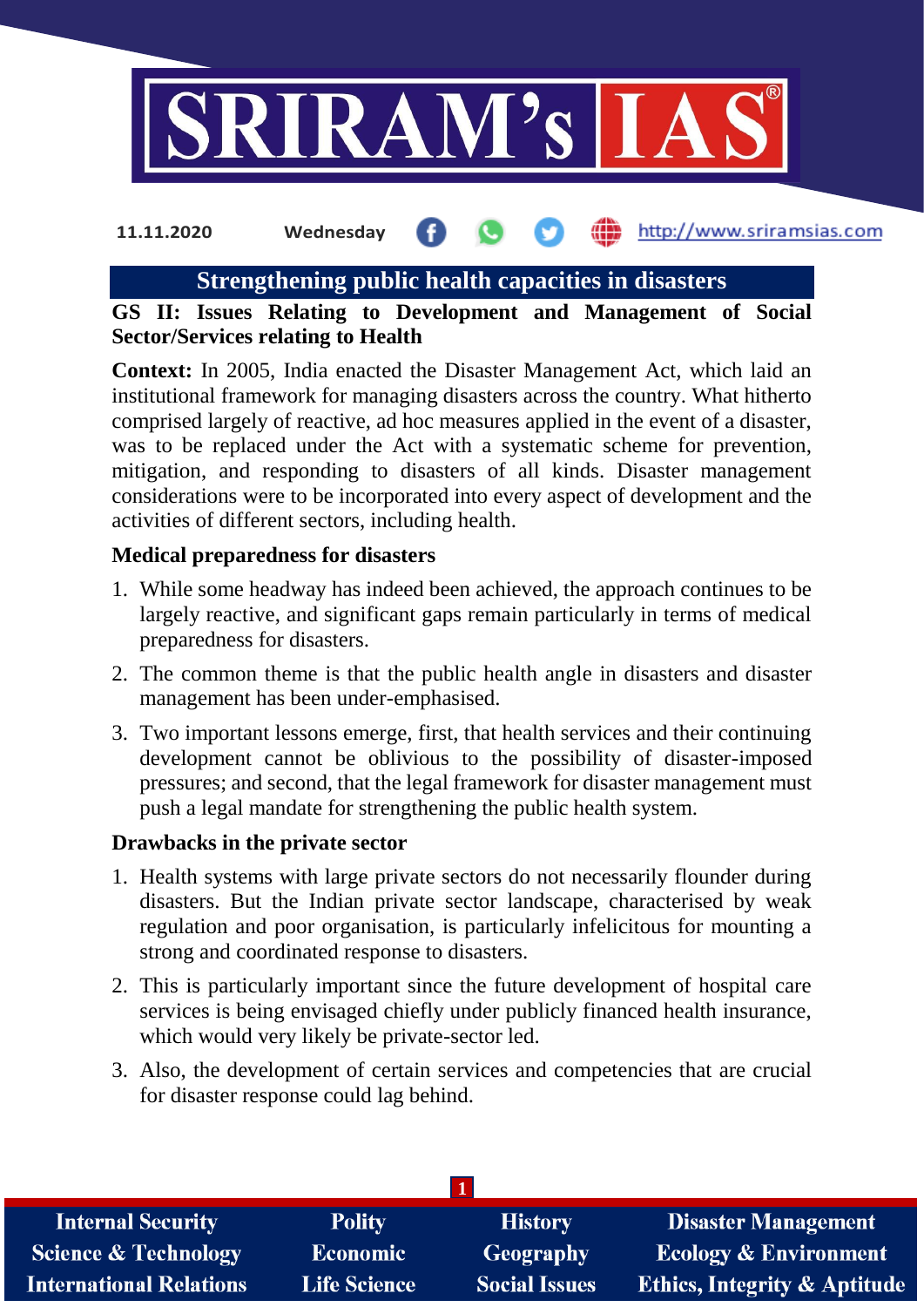## Strengthening public health capacities in disasters

**GS II: Issues Relating to Development and Management of Social Sector/Services relating to Health**

**Context:** In 2005, India enacted the Disaster Management Act, which laid an institutional framework for managing disasters across the country. What hitherto comprised largely of reactive, ad hoc measures applied in the event of a disaster, was to be replaced under the Act with a systematic scheme for prevention, mitigation, and responding to disasters of all kinds. Disaster management considerations were to be incorporated into every aspect of development and the activities of different sectors, including health.

### Medical preparedness for disasters

1. While some headway has indeed been achieved, the approach continues to be largely reactive, and significant gaps remain particularly in terms of medical preparedness for disasters.
2. The common theme is that the public health angle in disasters and disaster management has been under-emphasised.
3. Two important lessons emerge, first, that health services and their continuing development cannot be oblivious to the possibility of disaster-imposed pressures; and second, that the legal framework for disaster management must push a legal mandate for strengthening the public health system.

### Drawbacks in the private sector

1. Health systems with large private sectors do not necessarily flounder during disasters. But the Indian private sector landscape, characterised by weak regulation and poor organisation, is particularly infelicitous for mounting a strong and coordinated response to disasters.
2. This is particularly important since the future development of hospital care services is being envisaged chiefly under publicly financed health insurance, which would very likely be private-sector led.
3. Also, the development of certain services and competencies that are crucial for disaster response could lag behind.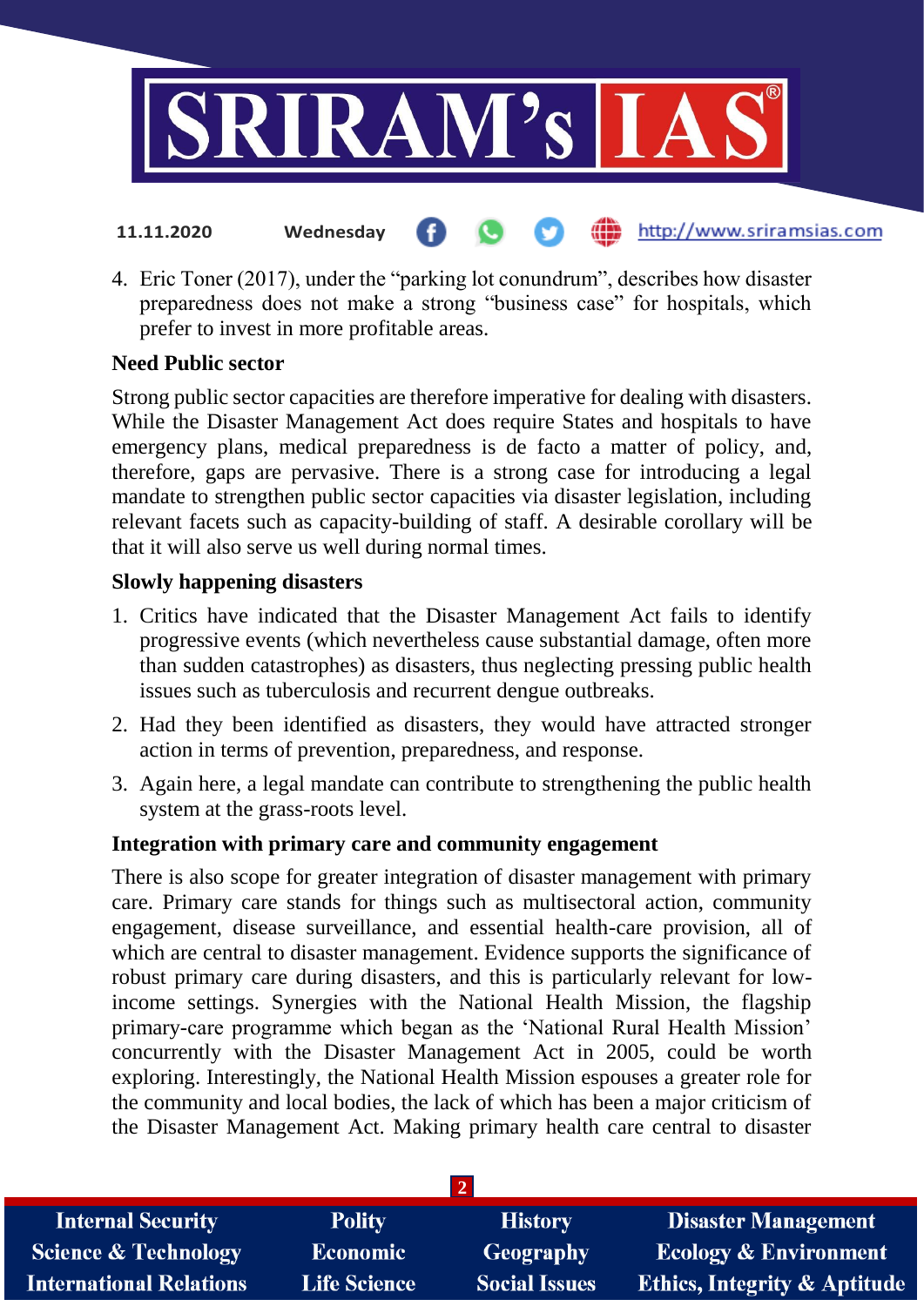4. Eric Toner (2017), under the "parking lot conundrum", describes how disaster preparedness does not make a strong "business case" for hospitals, which prefer to invest in more profitable areas.

**Need Public sector**

Strong public sector capacities are therefore imperative for dealing with disasters. While the Disaster Management Act does require States and hospitals to have emergency plans, medical preparedness is de facto a matter of policy, and, therefore, gaps are pervasive. There is a strong case for introducing a legal mandate to strengthen public sector capacities via disaster legislation, including relevant facets such as capacity-building of staff. A desirable corollary will be that it will also serve us well during normal times.

**Slowly happening disasters**

1. Critics have indicated that the Disaster Management Act fails to identify progressive events (which nevertheless cause substantial damage, often more than sudden catastrophes) as disasters, thus neglecting pressing public health issues such as tuberculosis and recurrent dengue outbreaks.
2. Had they been identified as disasters, they would have attracted stronger action in terms of prevention, preparedness, and response.
3. Again here, a legal mandate can contribute to strengthening the public health system at the grass-roots level.

**Integration with primary care and community engagement**

There is also scope for greater integration of disaster management with primary care. Primary care stands for things such as multisectoral action, community engagement, disease surveillance, and essential health-care provision, all of which are central to disaster management. Evidence supports the significance of robust primary care during disasters, and this is particularly relevant for low-income settings. Synergies with the National Health Mission, the flagship primary-care programme which began as the 'National Rural Health Mission' concurrently with the Disaster Management Act in 2005, could be worth exploring. Interestingly, the National Health Mission espouses a greater role for the community and local bodies, the lack of which has been a major criticism of the Disaster Management Act. Making primary health care central to disaster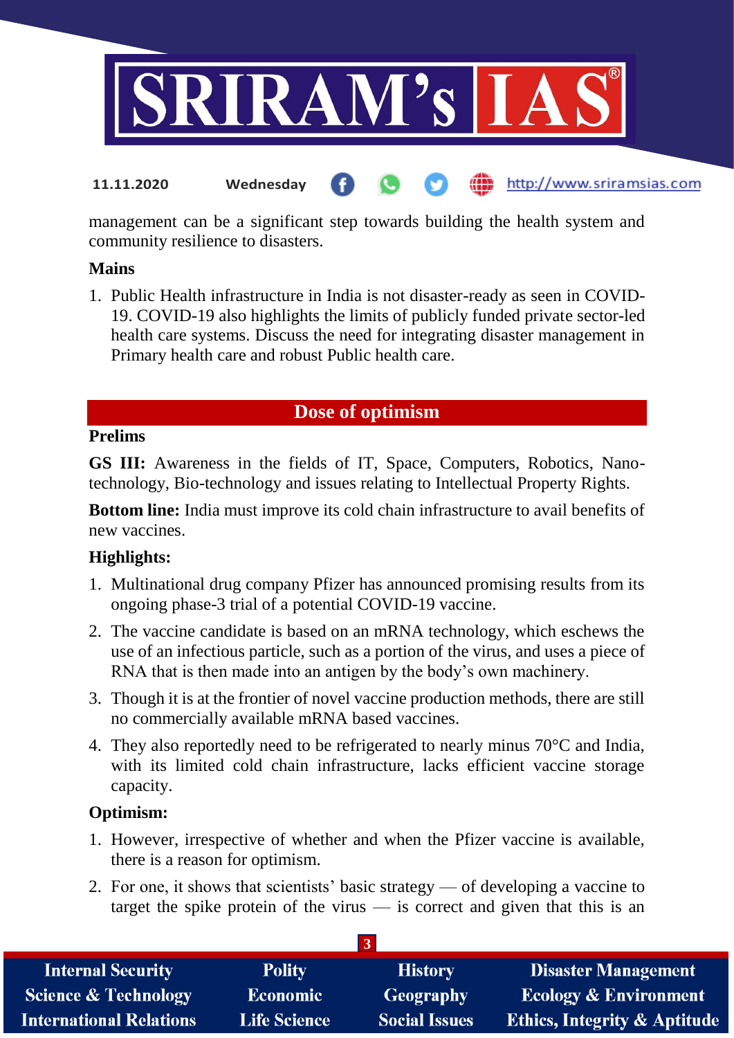management can be a significant step towards building the health system and community resilience to disasters.

**Mains**

1. Public Health infrastructure in India is not disaster-ready as seen in COVID-19. COVID-19 also highlights the limits of publicly funded private sector-led health care systems. Discuss the need for integrating disaster management in Primary health care and robust Public health care.

## Dose of optimism

**Prelims**

**GS III:** Awareness in the fields of IT, Space, Computers, Robotics, Nano-technology, Bio-technology and issues relating to Intellectual Property Rights.

**Bottom line:** India must improve its cold chain infrastructure to avail benefits of new vaccines.

**Highlights:**

1. Multinational drug company Pfizer has announced promising results from its ongoing phase-3 trial of a potential COVID-19 vaccine.
2. The vaccine candidate is based on an mRNA technology, which eschews the use of an infectious particle, such as a portion of the virus, and uses a piece of RNA that is then made into an antigen by the body's own machinery.
3. Though it is at the frontier of novel vaccine production methods, there are still no commercially available mRNA based vaccines.
4. They also reportedly need to be refrigerated to nearly minus 70°C and India, with its limited cold chain infrastructure, lacks efficient vaccine storage capacity.

**Optimism:**

1. However, irrespective of whether and when the Pfizer vaccine is available, there is a reason for optimism.
2. For one, it shows that scientists' basic strategy — of developing a vaccine to target the spike protein of the virus — is correct and given that this is an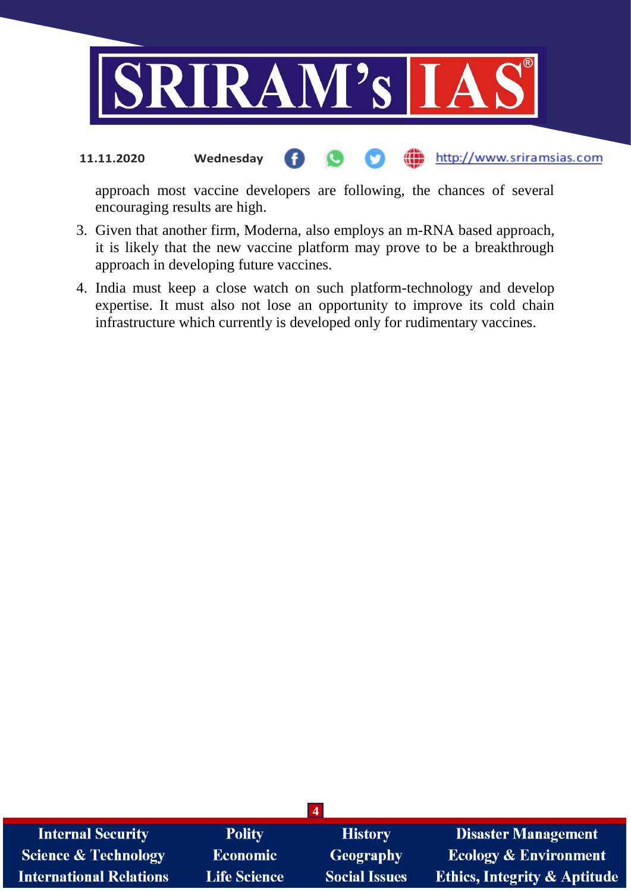approach most vaccine developers are following, the chances of several encouraging results are high.

3. Given that another firm, Moderna, also employs an m-RNA based approach, it is likely that the new vaccine platform may prove to be a breakthrough approach in developing future vaccines.
4. India must keep a close watch on such platform-technology and develop expertise. It must also not lose an opportunity to improve its cold chain infrastructure which currently is developed only for rudimentary vaccines.